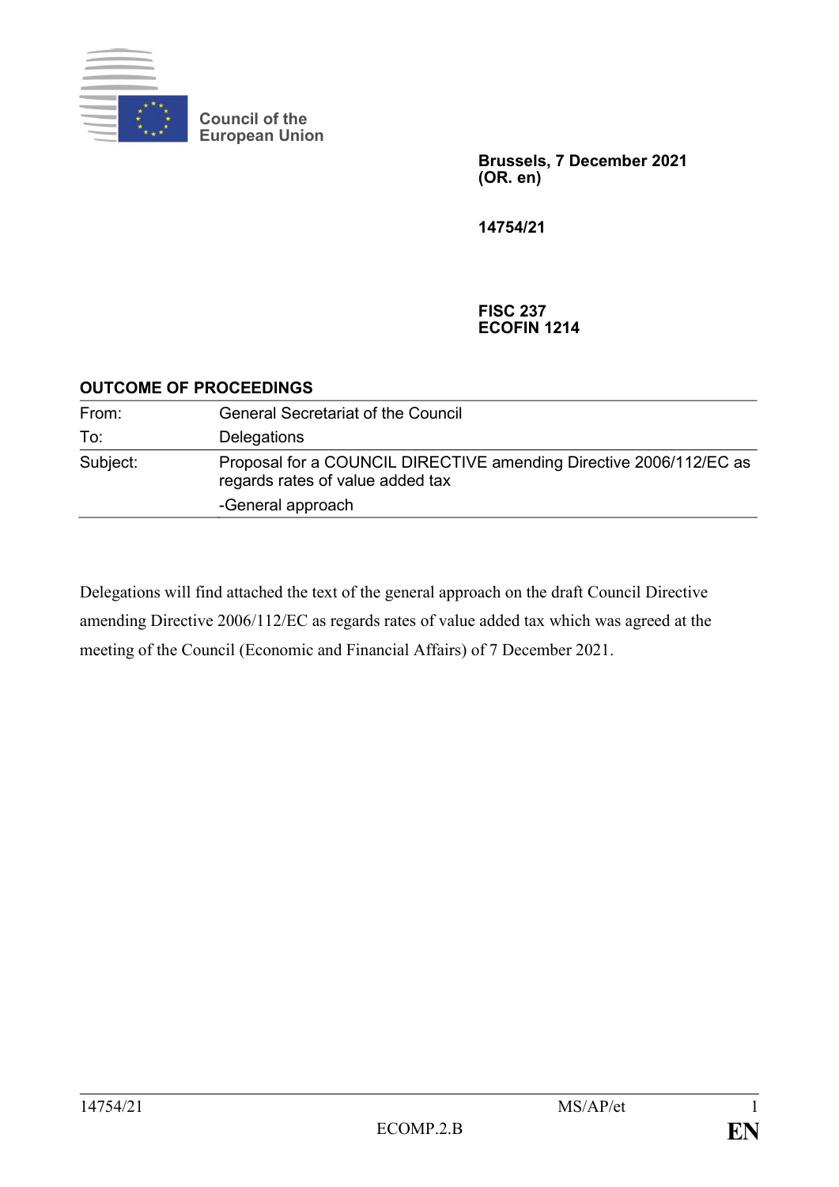Council of the European Union

**Brussels, 7 December 2021**
**(OR. en)**

**14754/21**

**FISC 237**
**ECOFIN 1214**

**OUTCOME OF PROCEEDINGS**

| | |
|---|---|
| From: | General Secretariat of the Council |
| To: | Delegations |
| Subject: | Proposal for a COUNCIL DIRECTIVE amending Directive 2006/112/EC as regards rates of value added tax<br>-General approach |

Delegations will find attached the text of the general approach on the draft Council Directive amending Directive 2006/112/EC as regards rates of value added tax which was agreed at the meeting of the Council (Economic and Financial Affairs) of 7 December 2021.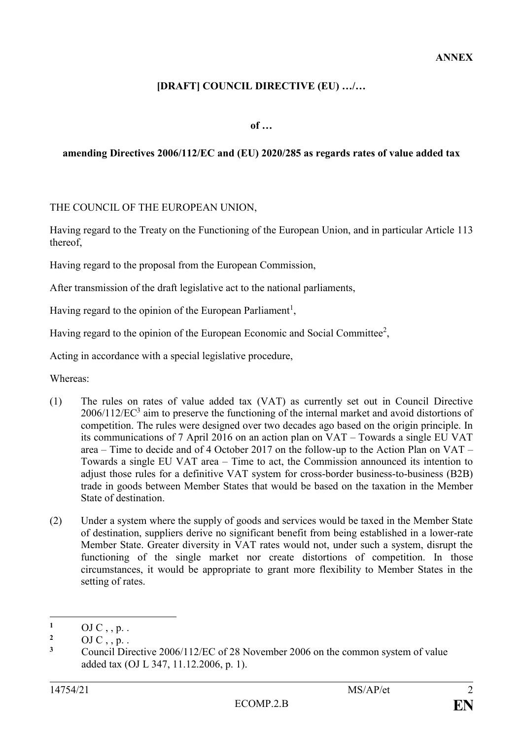**ANNEX**

**[DRAFT] COUNCIL DIRECTIVE (EU) …/…**

**of …**

**amending Directives 2006/112/EC and (EU) 2020/285 as regards rates of value added tax**

THE COUNCIL OF THE EUROPEAN UNION,

Having regard to the Treaty on the Functioning of the European Union, and in particular Article 113 thereof,

Having regard to the proposal from the European Commission,

After transmission of the draft legislative act to the national parliaments,

Having regard to the opinion of the European Parliament[1],

Having regard to the opinion of the European Economic and Social Committee[2],

Acting in accordance with a special legislative procedure,

Whereas:

(1) The rules on rates of value added tax (VAT) as currently set out in Council Directive 2006/112/EC[3] aim to preserve the functioning of the internal market and avoid distortions of competition. The rules were designed over two decades ago based on the origin principle. In its communications of 7 April 2016 on an action plan on VAT – Towards a single EU VAT area – Time to decide and of 4 October 2017 on the follow-up to the Action Plan on VAT – Towards a single EU VAT area – Time to act, the Commission announced its intention to adjust those rules for a definitive VAT system for cross-border business-to-business (B2B) trade in goods between Member States that would be based on the taxation in the Member State of destination.

(2) Under a system where the supply of goods and services would be taxed in the Member State of destination, suppliers derive no significant benefit from being established in a lower-rate Member State. Greater diversity in VAT rates would not, under such a system, disrupt the functioning of the single market nor create distortions of competition. In those circumstances, it would be appropriate to grant more flexibility to Member States in the setting of rates.

---

[1] OJ C , , p. .

[2] OJ C , , p. .

[3] Council Directive 2006/112/EC of 28 November 2006 on the common system of value added tax (OJ L 347, 11.12.2006, p. 1).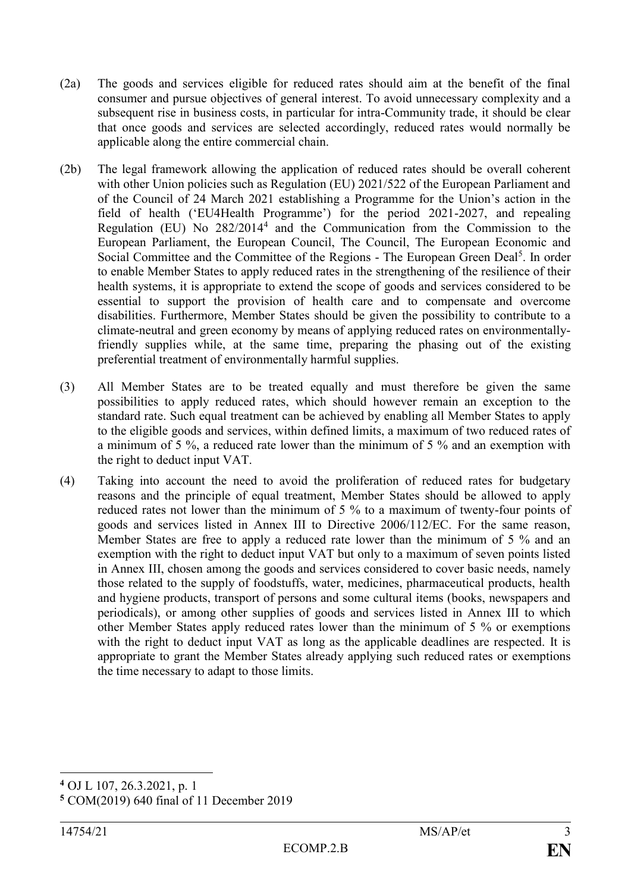(2a) The goods and services eligible for reduced rates should aim at the benefit of the final consumer and pursue objectives of general interest. To avoid unnecessary complexity and a subsequent rise in business costs, in particular for intra-Community trade, it should be clear that once goods and services are selected accordingly, reduced rates would normally be applicable along the entire commercial chain.

(2b) The legal framework allowing the application of reduced rates should be overall coherent with other Union policies such as Regulation (EU) 2021/522 of the European Parliament and of the Council of 24 March 2021 establishing a Programme for the Union's action in the field of health ('EU4Health Programme') for the period 2021-2027, and repealing Regulation (EU) No 282/2014[4] and the Communication from the Commission to the European Parliament, the European Council, The Council, The European Economic and Social Committee and the Committee of the Regions - The European Green Deal[5]. In order to enable Member States to apply reduced rates in the strengthening of the resilience of their health systems, it is appropriate to extend the scope of goods and services considered to be essential to support the provision of health care and to compensate and overcome disabilities. Furthermore, Member States should be given the possibility to contribute to a climate-neutral and green economy by means of applying reduced rates on environmentally-friendly supplies while, at the same time, preparing the phasing out of the existing preferential treatment of environmentally harmful supplies.

(3) All Member States are to be treated equally and must therefore be given the same possibilities to apply reduced rates, which should however remain an exception to the standard rate. Such equal treatment can be achieved by enabling all Member States to apply to the eligible goods and services, within defined limits, a maximum of two reduced rates of a minimum of 5 %, a reduced rate lower than the minimum of 5 % and an exemption with the right to deduct input VAT.

(4) Taking into account the need to avoid the proliferation of reduced rates for budgetary reasons and the principle of equal treatment, Member States should be allowed to apply reduced rates not lower than the minimum of 5 % to a maximum of twenty-four points of goods and services listed in Annex III to Directive 2006/112/EC. For the same reason, Member States are free to apply a reduced rate lower than the minimum of 5 % and an exemption with the right to deduct input VAT but only to a maximum of seven points listed in Annex III, chosen among the goods and services considered to cover basic needs, namely those related to the supply of foodstuffs, water, medicines, pharmaceutical products, health and hygiene products, transport of persons and some cultural items (books, newspapers and periodicals), or among other supplies of goods and services listed in Annex III to which other Member States apply reduced rates lower than the minimum of 5 % or exemptions with the right to deduct input VAT as long as the applicable deadlines are respected. It is appropriate to grant the Member States already applying such reduced rates or exemptions the time necessary to adapt to those limits.

---

[4] OJ L 107, 26.3.2021, p. 1

[5] COM(2019) 640 final of 11 December 2019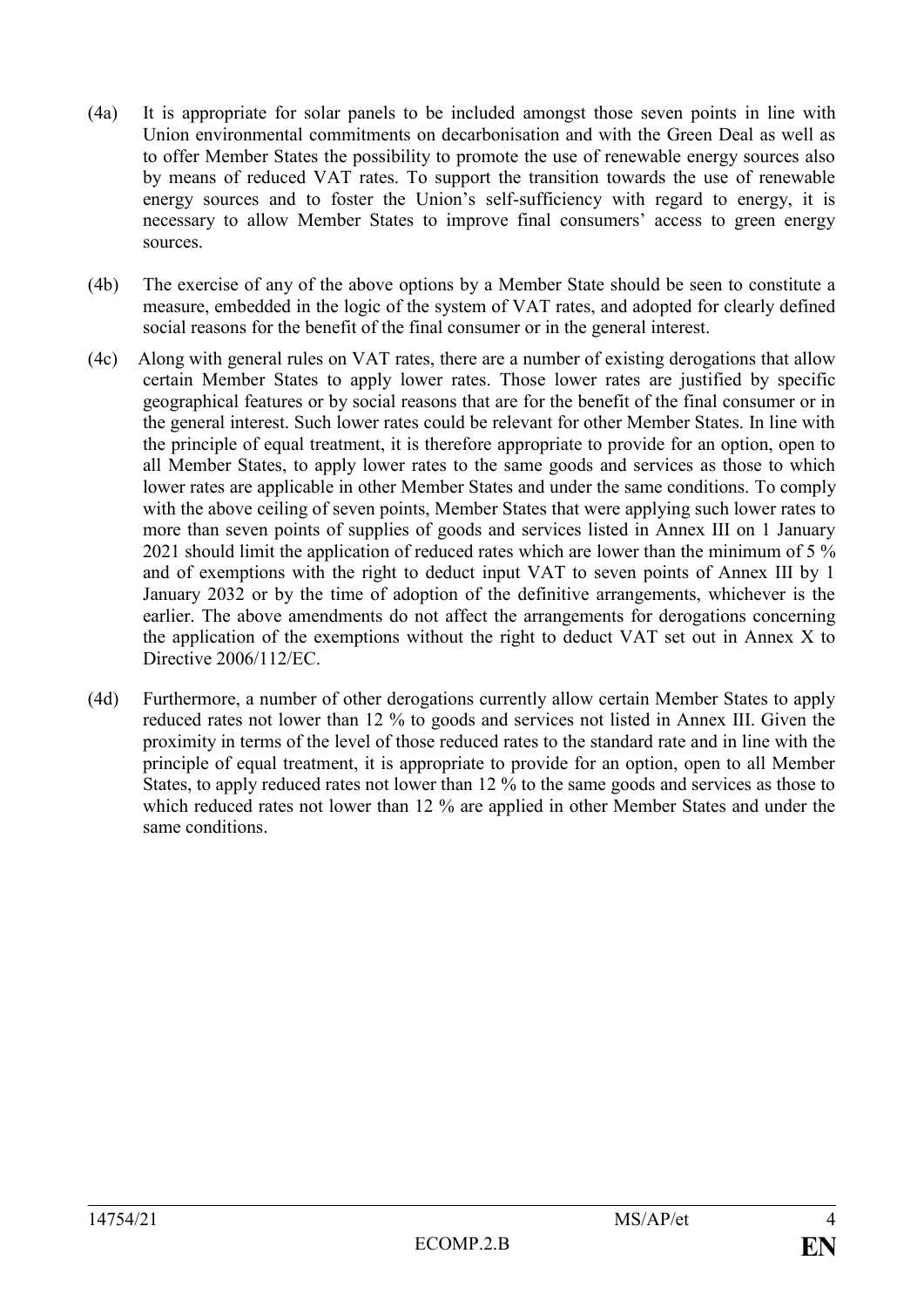(4a) It is appropriate for solar panels to be included amongst those seven points in line with Union environmental commitments on decarbonisation and with the Green Deal as well as to offer Member States the possibility to promote the use of renewable energy sources also by means of reduced VAT rates. To support the transition towards the use of renewable energy sources and to foster the Union's self-sufficiency with regard to energy, it is necessary to allow Member States to improve final consumers' access to green energy sources.

(4b) The exercise of any of the above options by a Member State should be seen to constitute a measure, embedded in the logic of the system of VAT rates, and adopted for clearly defined social reasons for the benefit of the final consumer or in the general interest.

(4c) Along with general rules on VAT rates, there are a number of existing derogations that allow certain Member States to apply lower rates. Those lower rates are justified by specific geographical features or by social reasons that are for the benefit of the final consumer or in the general interest. Such lower rates could be relevant for other Member States. In line with the principle of equal treatment, it is therefore appropriate to provide for an option, open to all Member States, to apply lower rates to the same goods and services as those to which lower rates are applicable in other Member States and under the same conditions. To comply with the above ceiling of seven points, Member States that were applying such lower rates to more than seven points of supplies of goods and services listed in Annex III on 1 January 2021 should limit the application of reduced rates which are lower than the minimum of 5 % and of exemptions with the right to deduct input VAT to seven points of Annex III by 1 January 2032 or by the time of adoption of the definitive arrangements, whichever is the earlier. The above amendments do not affect the arrangements for derogations concerning the application of the exemptions without the right to deduct VAT set out in Annex X to Directive 2006/112/EC.

(4d) Furthermore, a number of other derogations currently allow certain Member States to apply reduced rates not lower than 12 % to goods and services not listed in Annex III. Given the proximity in terms of the level of those reduced rates to the standard rate and in line with the principle of equal treatment, it is appropriate to provide for an option, open to all Member States, to apply reduced rates not lower than 12 % to the same goods and services as those to which reduced rates not lower than 12 % are applied in other Member States and under the same conditions.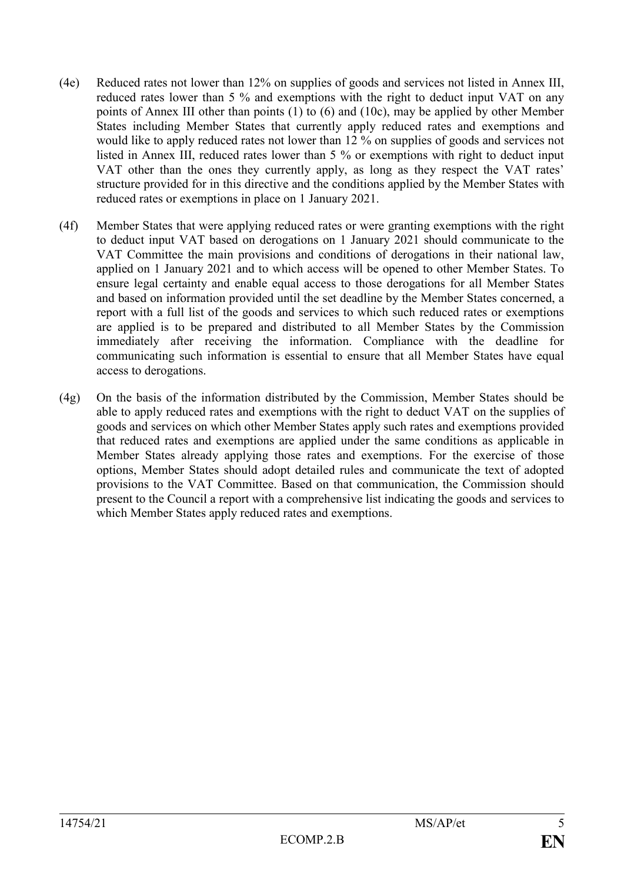(4e) Reduced rates not lower than 12% on supplies of goods and services not listed in Annex III, reduced rates lower than 5 % and exemptions with the right to deduct input VAT on any points of Annex III other than points (1) to (6) and (10c), may be applied by other Member States including Member States that currently apply reduced rates and exemptions and would like to apply reduced rates not lower than 12 % on supplies of goods and services not listed in Annex III, reduced rates lower than 5 % or exemptions with right to deduct input VAT other than the ones they currently apply, as long as they respect the VAT rates' structure provided for in this directive and the conditions applied by the Member States with reduced rates or exemptions in place on 1 January 2021.

(4f) Member States that were applying reduced rates or were granting exemptions with the right to deduct input VAT based on derogations on 1 January 2021 should communicate to the VAT Committee the main provisions and conditions of derogations in their national law, applied on 1 January 2021 and to which access will be opened to other Member States. To ensure legal certainty and enable equal access to those derogations for all Member States and based on information provided until the set deadline by the Member States concerned, a report with a full list of the goods and services to which such reduced rates or exemptions are applied is to be prepared and distributed to all Member States by the Commission immediately after receiving the information. Compliance with the deadline for communicating such information is essential to ensure that all Member States have equal access to derogations.

(4g) On the basis of the information distributed by the Commission, Member States should be able to apply reduced rates and exemptions with the right to deduct VAT on the supplies of goods and services on which other Member States apply such rates and exemptions provided that reduced rates and exemptions are applied under the same conditions as applicable in Member States already applying those rates and exemptions. For the exercise of those options, Member States should adopt detailed rules and communicate the text of adopted provisions to the VAT Committee. Based on that communication, the Commission should present to the Council a report with a comprehensive list indicating the goods and services to which Member States apply reduced rates and exemptions.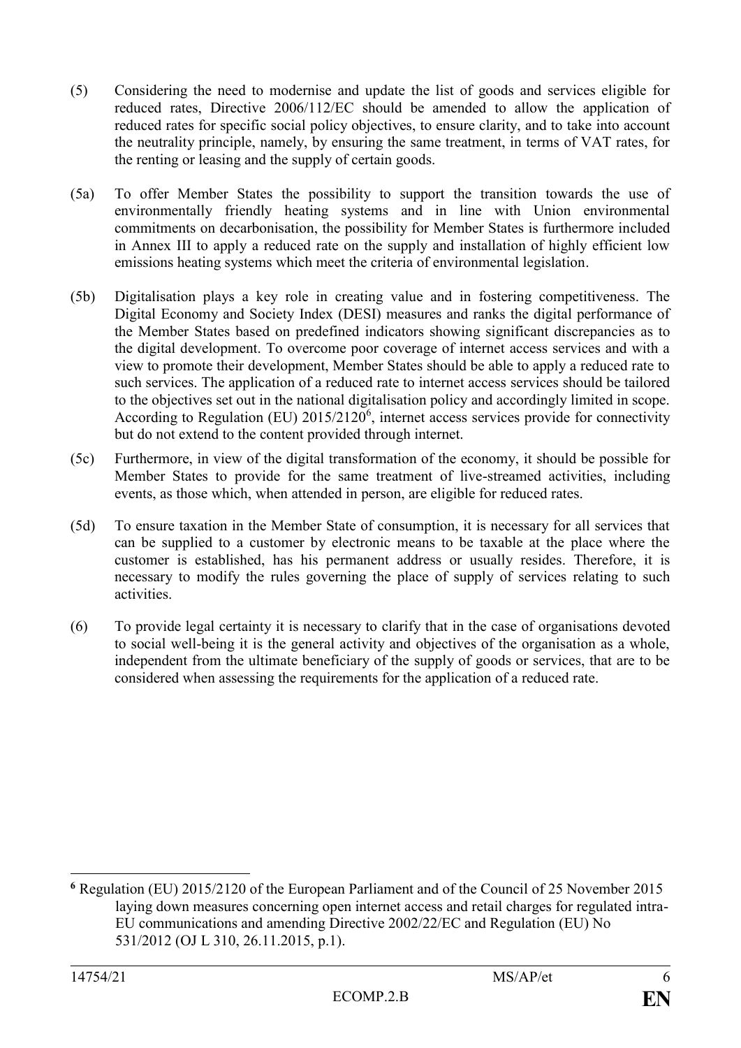(5) Considering the need to modernise and update the list of goods and services eligible for reduced rates, Directive 2006/112/EC should be amended to allow the application of reduced rates for specific social policy objectives, to ensure clarity, and to take into account the neutrality principle, namely, by ensuring the same treatment, in terms of VAT rates, for the renting or leasing and the supply of certain goods.

(5a) To offer Member States the possibility to support the transition towards the use of environmentally friendly heating systems and in line with Union environmental commitments on decarbonisation, the possibility for Member States is furthermore included in Annex III to apply a reduced rate on the supply and installation of highly efficient low emissions heating systems which meet the criteria of environmental legislation.

(5b) Digitalisation plays a key role in creating value and in fostering competitiveness. The Digital Economy and Society Index (DESI) measures and ranks the digital performance of the Member States based on predefined indicators showing significant discrepancies as to the digital development. To overcome poor coverage of internet access services and with a view to promote their development, Member States should be able to apply a reduced rate to such services. The application of a reduced rate to internet access services should be tailored to the objectives set out in the national digitalisation policy and accordingly limited in scope. According to Regulation (EU) 2015/2120[6], internet access services provide for connectivity but do not extend to the content provided through internet.

(5c) Furthermore, in view of the digital transformation of the economy, it should be possible for Member States to provide for the same treatment of live-streamed activities, including events, as those which, when attended in person, are eligible for reduced rates.

(5d) To ensure taxation in the Member State of consumption, it is necessary for all services that can be supplied to a customer by electronic means to be taxable at the place where the customer is established, has his permanent address or usually resides. Therefore, it is necessary to modify the rules governing the place of supply of services relating to such activities.

(6) To provide legal certainty it is necessary to clarify that in the case of organisations devoted to social well-being it is the general activity and objectives of the organisation as a whole, independent from the ultimate beneficiary of the supply of goods or services, that are to be considered when assessing the requirements for the application of a reduced rate.

---

[6] Regulation (EU) 2015/2120 of the European Parliament and of the Council of 25 November 2015 laying down measures concerning open internet access and retail charges for regulated intra-EU communications and amending Directive 2002/22/EC and Regulation (EU) No 531/2012 (OJ L 310, 26.11.2015, p.1).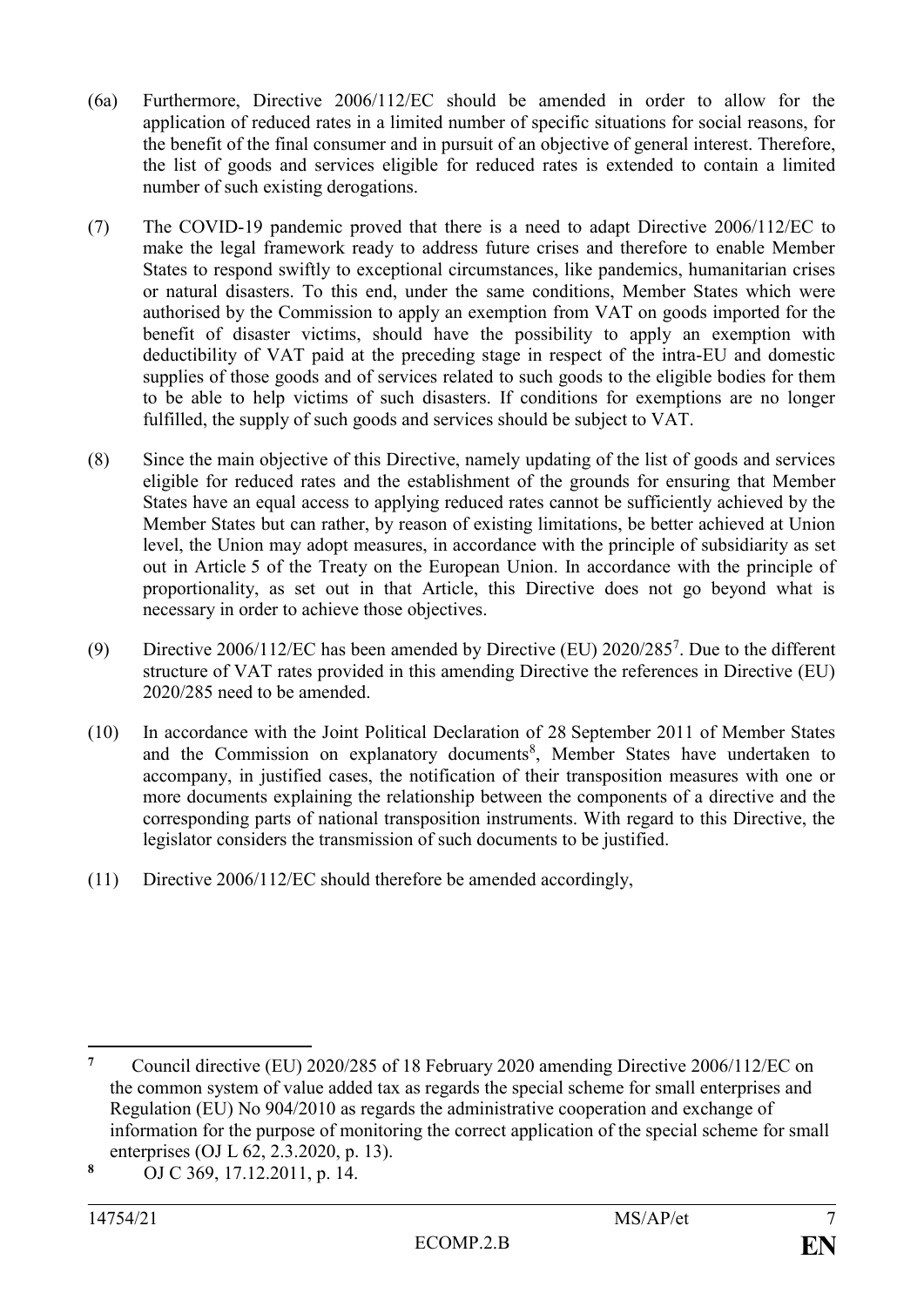(6a) Furthermore, Directive 2006/112/EC should be amended in order to allow for the application of reduced rates in a limited number of specific situations for social reasons, for the benefit of the final consumer and in pursuit of an objective of general interest. Therefore, the list of goods and services eligible for reduced rates is extended to contain a limited number of such existing derogations.

(7) The COVID-19 pandemic proved that there is a need to adapt Directive 2006/112/EC to make the legal framework ready to address future crises and therefore to enable Member States to respond swiftly to exceptional circumstances, like pandemics, humanitarian crises or natural disasters. To this end, under the same conditions, Member States which were authorised by the Commission to apply an exemption from VAT on goods imported for the benefit of disaster victims, should have the possibility to apply an exemption with deductibility of VAT paid at the preceding stage in respect of the intra-EU and domestic supplies of those goods and of services related to such goods to the eligible bodies for them to be able to help victims of such disasters. If conditions for exemptions are no longer fulfilled, the supply of such goods and services should be subject to VAT.

(8) Since the main objective of this Directive, namely updating of the list of goods and services eligible for reduced rates and the establishment of the grounds for ensuring that Member States have an equal access to applying reduced rates cannot be sufficiently achieved by the Member States but can rather, by reason of existing limitations, be better achieved at Union level, the Union may adopt measures, in accordance with the principle of subsidiarity as set out in Article 5 of the Treaty on the European Union. In accordance with the principle of proportionality, as set out in that Article, this Directive does not go beyond what is necessary in order to achieve those objectives.

(9) Directive 2006/112/EC has been amended by Directive (EU) 2020/285[7]. Due to the different structure of VAT rates provided in this amending Directive the references in Directive (EU) 2020/285 need to be amended.

(10) In accordance with the Joint Political Declaration of 28 September 2011 of Member States and the Commission on explanatory documents[8], Member States have undertaken to accompany, in justified cases, the notification of their transposition measures with one or more documents explaining the relationship between the components of a directive and the corresponding parts of national transposition instruments. With regard to this Directive, the legislator considers the transmission of such documents to be justified.

(11) Directive 2006/112/EC should therefore be amended accordingly,

---

[7] Council directive (EU) 2020/285 of 18 February 2020 amending Directive 2006/112/EC on the common system of value added tax as regards the special scheme for small enterprises and Regulation (EU) No 904/2010 as regards the administrative cooperation and exchange of information for the purpose of monitoring the correct application of the special scheme for small enterprises (OJ L 62, 2.3.2020, p. 13).

[8] OJ C 369, 17.12.2011, p. 14.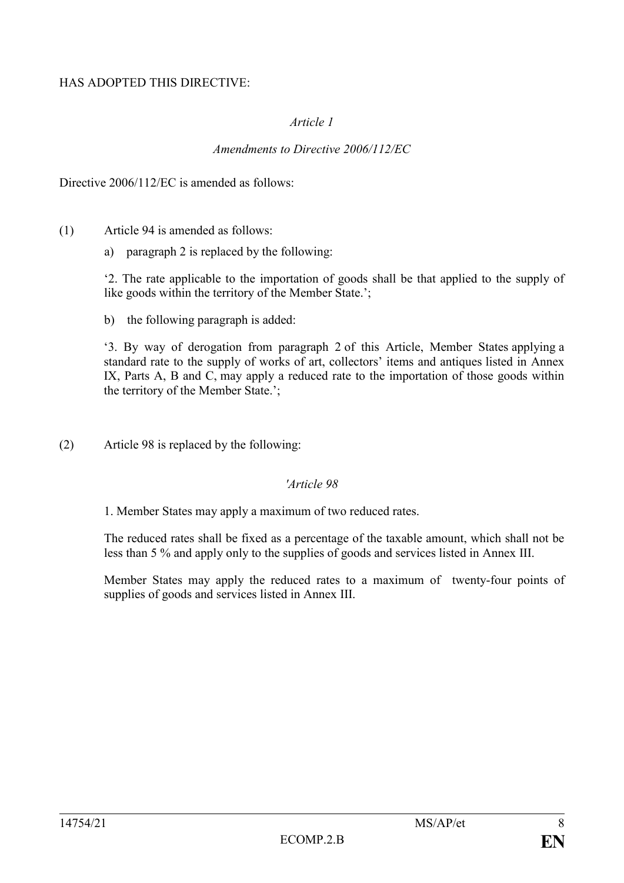HAS ADOPTED THIS DIRECTIVE:

*Article 1*

*Amendments to Directive 2006/112/EC*

Directive 2006/112/EC is amended as follows:

(1) Article 94 is amended as follows:

a) paragraph 2 is replaced by the following:

'2. The rate applicable to the importation of goods shall be that applied to the supply of like goods within the territory of the Member State.';

b) the following paragraph is added:

'3. By way of derogation from paragraph 2 of this Article, Member States applying a standard rate to the supply of works of art, collectors' items and antiques listed in Annex IX, Parts A, B and C, may apply a reduced rate to the importation of those goods within the territory of the Member State.';

(2) Article 98 is replaced by the following:

*'Article 98*

1. Member States may apply a maximum of two reduced rates.

The reduced rates shall be fixed as a percentage of the taxable amount, which shall not be less than 5 % and apply only to the supplies of goods and services listed in Annex III.

Member States may apply the reduced rates to a maximum of twenty-four points of supplies of goods and services listed in Annex III.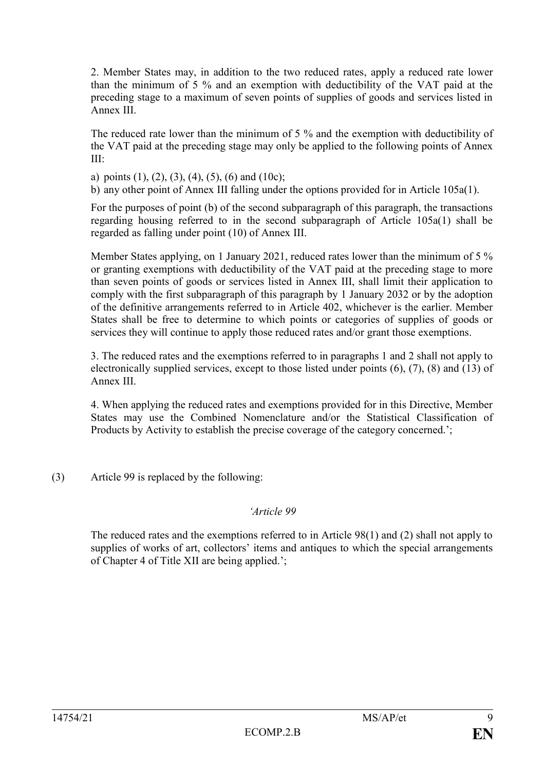2. Member States may, in addition to the two reduced rates, apply a reduced rate lower than the minimum of 5 % and an exemption with deductibility of the VAT paid at the preceding stage to a maximum of seven points of supplies of goods and services listed in Annex III.

The reduced rate lower than the minimum of 5 % and the exemption with deductibility of the VAT paid at the preceding stage may only be applied to the following points of Annex III:

a) points (1), (2), (3), (4), (5), (6) and (10c);

b) any other point of Annex III falling under the options provided for in Article 105a(1).

For the purposes of point (b) of the second subparagraph of this paragraph, the transactions regarding housing referred to in the second subparagraph of Article 105a(1) shall be regarded as falling under point (10) of Annex III.

Member States applying, on 1 January 2021, reduced rates lower than the minimum of 5 % or granting exemptions with deductibility of the VAT paid at the preceding stage to more than seven points of goods or services listed in Annex III, shall limit their application to comply with the first subparagraph of this paragraph by 1 January 2032 or by the adoption of the definitive arrangements referred to in Article 402, whichever is the earlier. Member States shall be free to determine to which points or categories of supplies of goods or services they will continue to apply those reduced rates and/or grant those exemptions.

3. The reduced rates and the exemptions referred to in paragraphs 1 and 2 shall not apply to electronically supplied services, except to those listed under points (6), (7), (8) and (13) of Annex III.

4. When applying the reduced rates and exemptions provided for in this Directive, Member States may use the Combined Nomenclature and/or the Statistical Classification of Products by Activity to establish the precise coverage of the category concerned.';

(3) Article 99 is replaced by the following:

*'Article 99*

The reduced rates and the exemptions referred to in Article 98(1) and (2) shall not apply to supplies of works of art, collectors' items and antiques to which the special arrangements of Chapter 4 of Title XII are being applied.';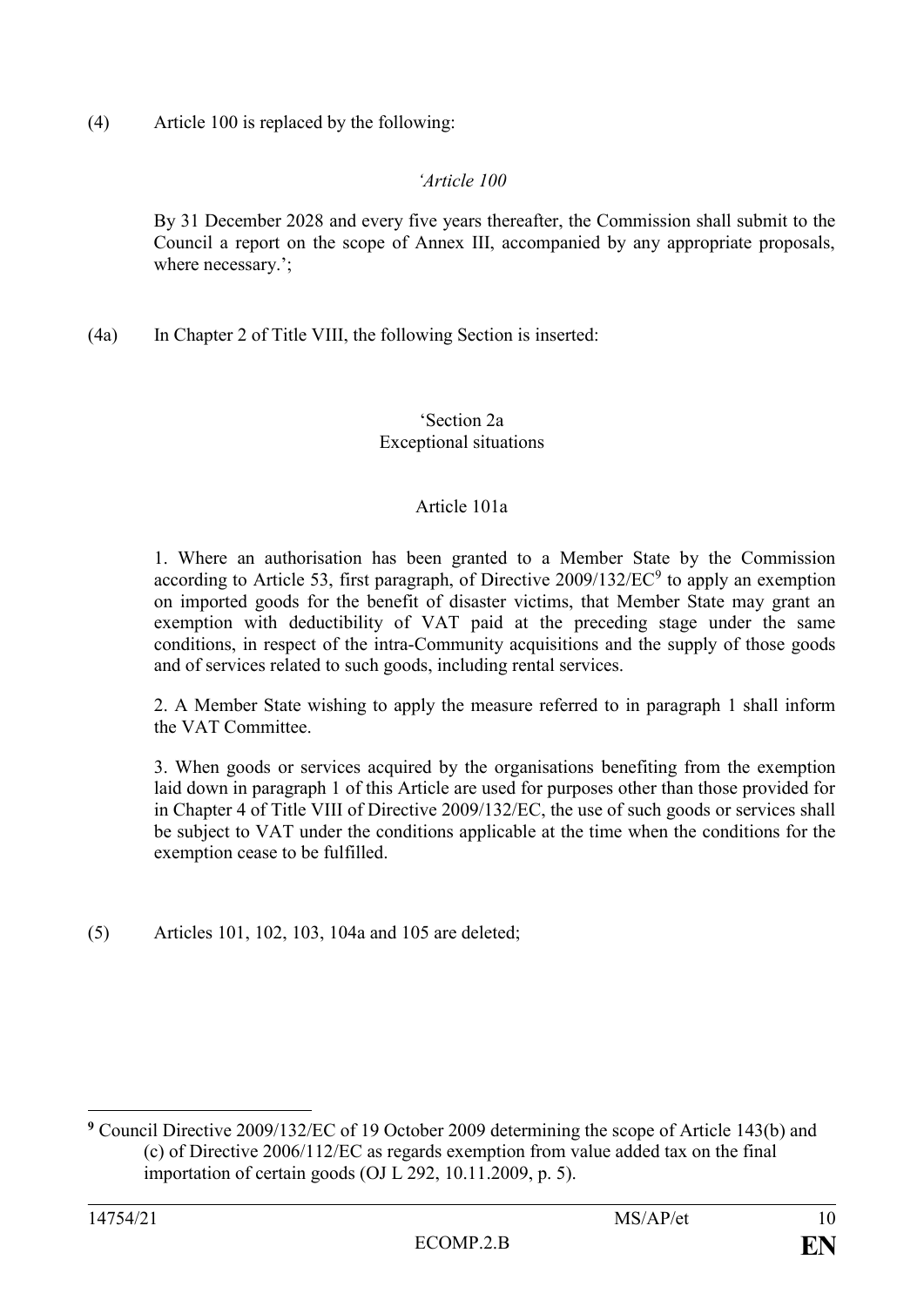(4) Article 100 is replaced by the following:

*'Article 100*

By 31 December 2028 and every five years thereafter, the Commission shall submit to the Council a report on the scope of Annex III, accompanied by any appropriate proposals, where necessary.';

(4a) In Chapter 2 of Title VIII, the following Section is inserted:

'Section 2a
Exceptional situations

Article 101a

1. Where an authorisation has been granted to a Member State by the Commission according to Article 53, first paragraph, of Directive 2009/132/EC[9] to apply an exemption on imported goods for the benefit of disaster victims, that Member State may grant an exemption with deductibility of VAT paid at the preceding stage under the same conditions, in respect of the intra-Community acquisitions and the supply of those goods and of services related to such goods, including rental services.

2. A Member State wishing to apply the measure referred to in paragraph 1 shall inform the VAT Committee.

3. When goods or services acquired by the organisations benefiting from the exemption laid down in paragraph 1 of this Article are used for purposes other than those provided for in Chapter 4 of Title VIII of Directive 2009/132/EC, the use of such goods or services shall be subject to VAT under the conditions applicable at the time when the conditions for the exemption cease to be fulfilled.

(5) Articles 101, 102, 103, 104a and 105 are deleted;

---

[9] Council Directive 2009/132/EC of 19 October 2009 determining the scope of Article 143(b) and (c) of Directive 2006/112/EC as regards exemption from value added tax on the final importation of certain goods (OJ L 292, 10.11.2009, p. 5).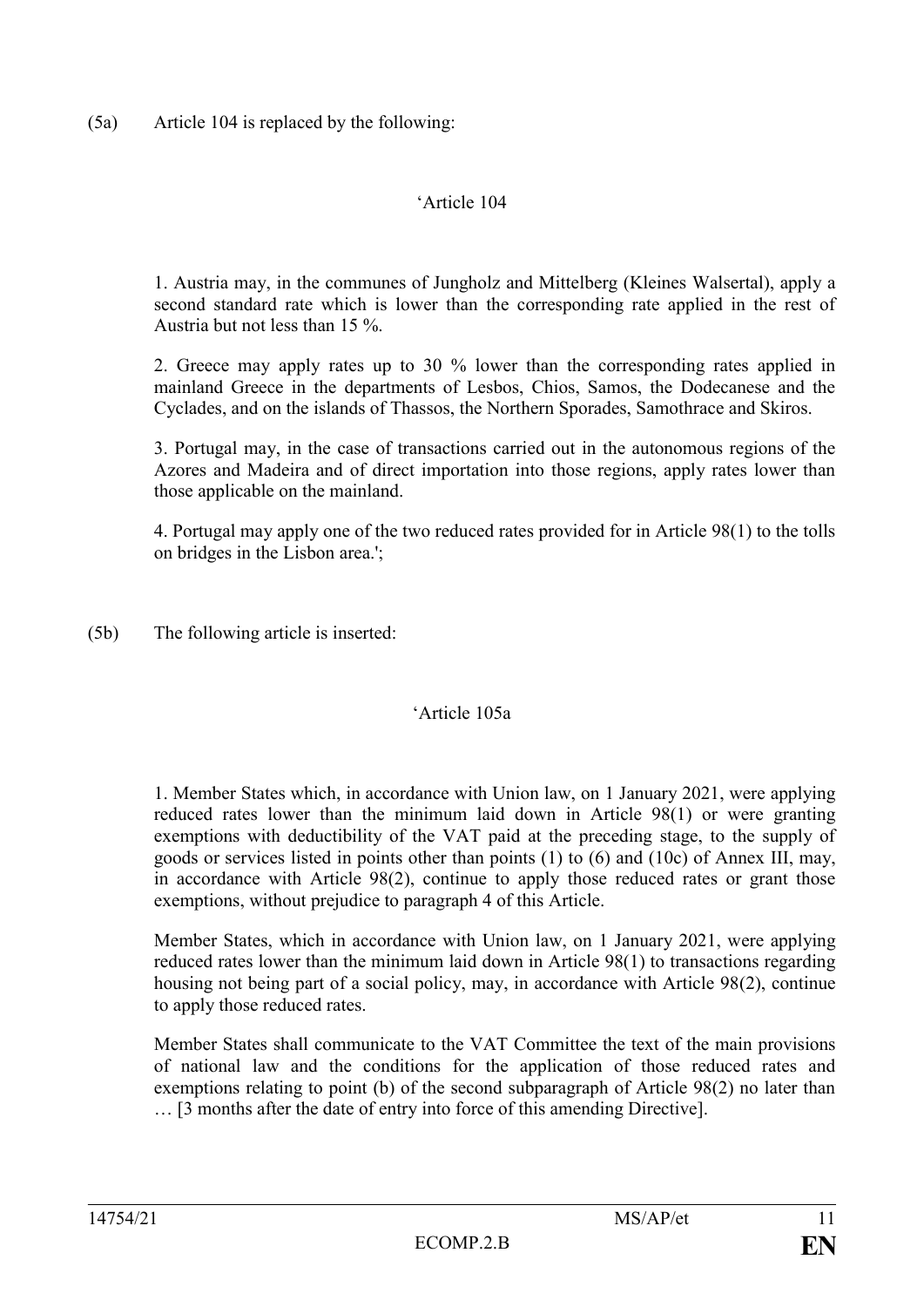(5a) Article 104 is replaced by the following:

'Article 104

1. Austria may, in the communes of Jungholz and Mittelberg (Kleines Walsertal), apply a second standard rate which is lower than the corresponding rate applied in the rest of Austria but not less than 15 %.

2. Greece may apply rates up to 30 % lower than the corresponding rates applied in mainland Greece in the departments of Lesbos, Chios, Samos, the Dodecanese and the Cyclades, and on the islands of Thassos, the Northern Sporades, Samothrace and Skiros.

3. Portugal may, in the case of transactions carried out in the autonomous regions of the Azores and Madeira and of direct importation into those regions, apply rates lower than those applicable on the mainland.

4. Portugal may apply one of the two reduced rates provided for in Article 98(1) to the tolls on bridges in the Lisbon area.';

(5b) The following article is inserted:

'Article 105a

1. Member States which, in accordance with Union law, on 1 January 2021, were applying reduced rates lower than the minimum laid down in Article 98(1) or were granting exemptions with deductibility of the VAT paid at the preceding stage, to the supply of goods or services listed in points other than points (1) to (6) and (10c) of Annex III, may, in accordance with Article 98(2), continue to apply those reduced rates or grant those exemptions, without prejudice to paragraph 4 of this Article.

Member States, which in accordance with Union law, on 1 January 2021, were applying reduced rates lower than the minimum laid down in Article 98(1) to transactions regarding housing not being part of a social policy, may, in accordance with Article 98(2), continue to apply those reduced rates.

Member States shall communicate to the VAT Committee the text of the main provisions of national law and the conditions for the application of those reduced rates and exemptions relating to point (b) of the second subparagraph of Article 98(2) no later than … [3 months after the date of entry into force of this amending Directive].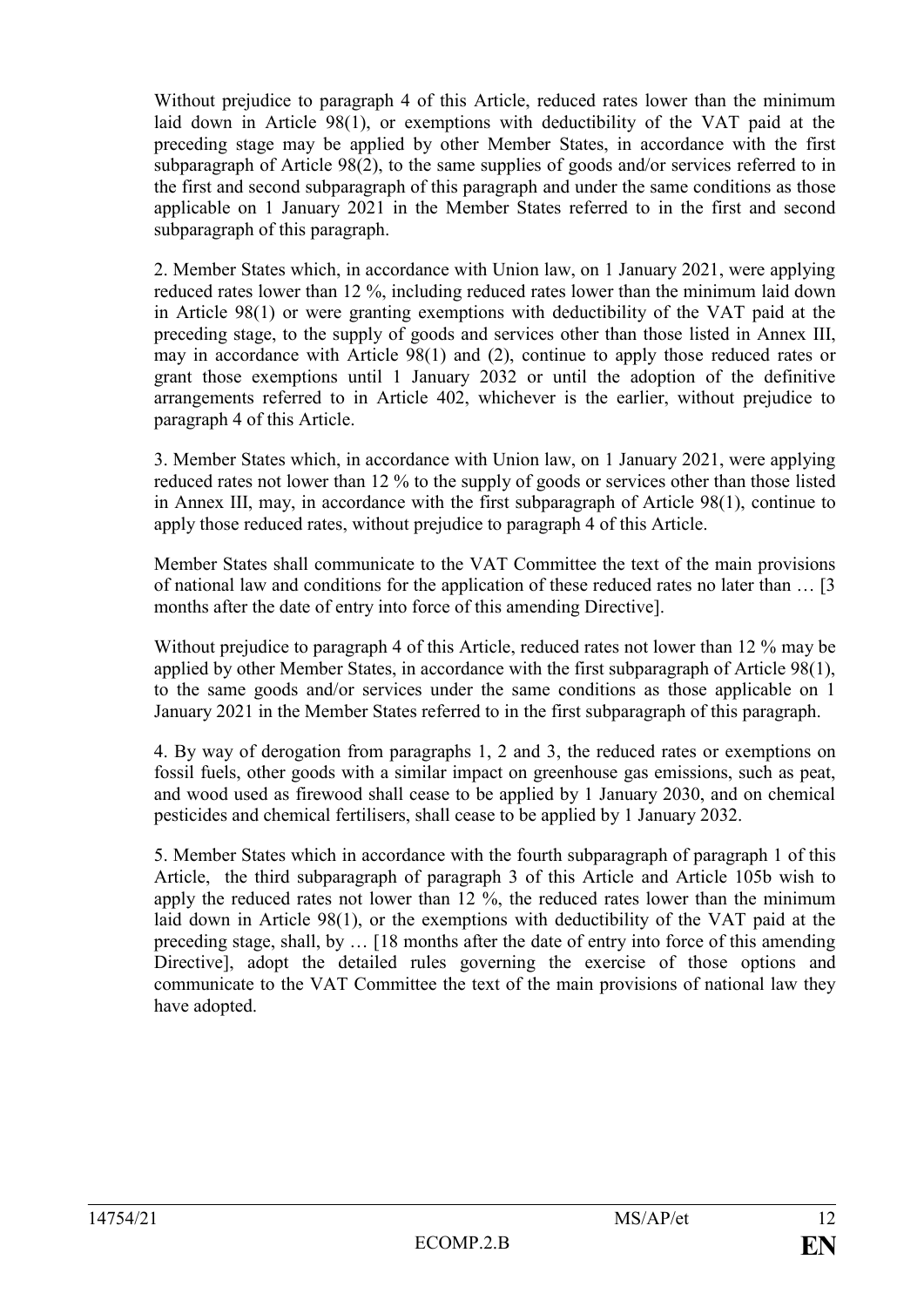Without prejudice to paragraph 4 of this Article, reduced rates lower than the minimum laid down in Article 98(1), or exemptions with deductibility of the VAT paid at the preceding stage may be applied by other Member States, in accordance with the first subparagraph of Article 98(2), to the same supplies of goods and/or services referred to in the first and second subparagraph of this paragraph and under the same conditions as those applicable on 1 January 2021 in the Member States referred to in the first and second subparagraph of this paragraph.

2. Member States which, in accordance with Union law, on 1 January 2021, were applying reduced rates lower than 12 %, including reduced rates lower than the minimum laid down in Article 98(1) or were granting exemptions with deductibility of the VAT paid at the preceding stage, to the supply of goods and services other than those listed in Annex III, may in accordance with Article 98(1) and (2), continue to apply those reduced rates or grant those exemptions until 1 January 2032 or until the adoption of the definitive arrangements referred to in Article 402, whichever is the earlier, without prejudice to paragraph 4 of this Article.

3. Member States which, in accordance with Union law, on 1 January 2021, were applying reduced rates not lower than 12 % to the supply of goods or services other than those listed in Annex III, may, in accordance with the first subparagraph of Article 98(1), continue to apply those reduced rates, without prejudice to paragraph 4 of this Article.

Member States shall communicate to the VAT Committee the text of the main provisions of national law and conditions for the application of these reduced rates no later than … [3 months after the date of entry into force of this amending Directive].

Without prejudice to paragraph 4 of this Article, reduced rates not lower than 12 % may be applied by other Member States, in accordance with the first subparagraph of Article 98(1), to the same goods and/or services under the same conditions as those applicable on 1 January 2021 in the Member States referred to in the first subparagraph of this paragraph.

4. By way of derogation from paragraphs 1, 2 and 3, the reduced rates or exemptions on fossil fuels, other goods with a similar impact on greenhouse gas emissions, such as peat, and wood used as firewood shall cease to be applied by 1 January 2030, and on chemical pesticides and chemical fertilisers, shall cease to be applied by 1 January 2032.

5. Member States which in accordance with the fourth subparagraph of paragraph 1 of this Article, the third subparagraph of paragraph 3 of this Article and Article 105b wish to apply the reduced rates not lower than 12 %, the reduced rates lower than the minimum laid down in Article 98(1), or the exemptions with deductibility of the VAT paid at the preceding stage, shall, by … [18 months after the date of entry into force of this amending Directive], adopt the detailed rules governing the exercise of those options and communicate to the VAT Committee the text of the main provisions of national law they have adopted.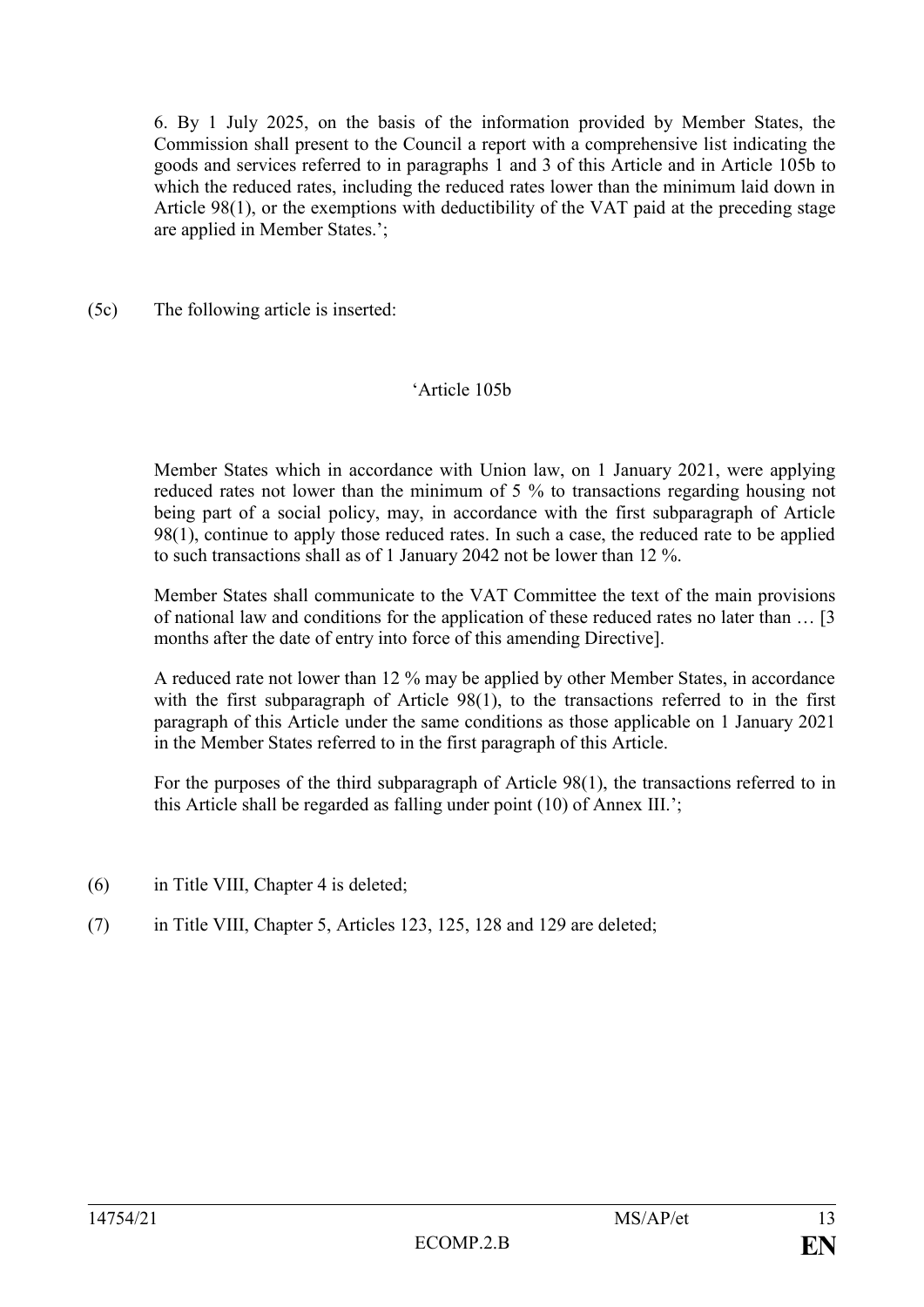6. By 1 July 2025, on the basis of the information provided by Member States, the Commission shall present to the Council a report with a comprehensive list indicating the goods and services referred to in paragraphs 1 and 3 of this Article and in Article 105b to which the reduced rates, including the reduced rates lower than the minimum laid down in Article 98(1), or the exemptions with deductibility of the VAT paid at the preceding stage are applied in Member States.';

(5c) The following article is inserted:

'Article 105b

Member States which in accordance with Union law, on 1 January 2021, were applying reduced rates not lower than the minimum of 5 % to transactions regarding housing not being part of a social policy, may, in accordance with the first subparagraph of Article 98(1), continue to apply those reduced rates. In such a case, the reduced rate to be applied to such transactions shall as of 1 January 2042 not be lower than 12 %.

Member States shall communicate to the VAT Committee the text of the main provisions of national law and conditions for the application of these reduced rates no later than … [3 months after the date of entry into force of this amending Directive].

A reduced rate not lower than 12 % may be applied by other Member States, in accordance with the first subparagraph of Article 98(1), to the transactions referred to in the first paragraph of this Article under the same conditions as those applicable on 1 January 2021 in the Member States referred to in the first paragraph of this Article.

For the purposes of the third subparagraph of Article 98(1), the transactions referred to in this Article shall be regarded as falling under point (10) of Annex III.';

(6) in Title VIII, Chapter 4 is deleted;

(7) in Title VIII, Chapter 5, Articles 123, 125, 128 and 129 are deleted;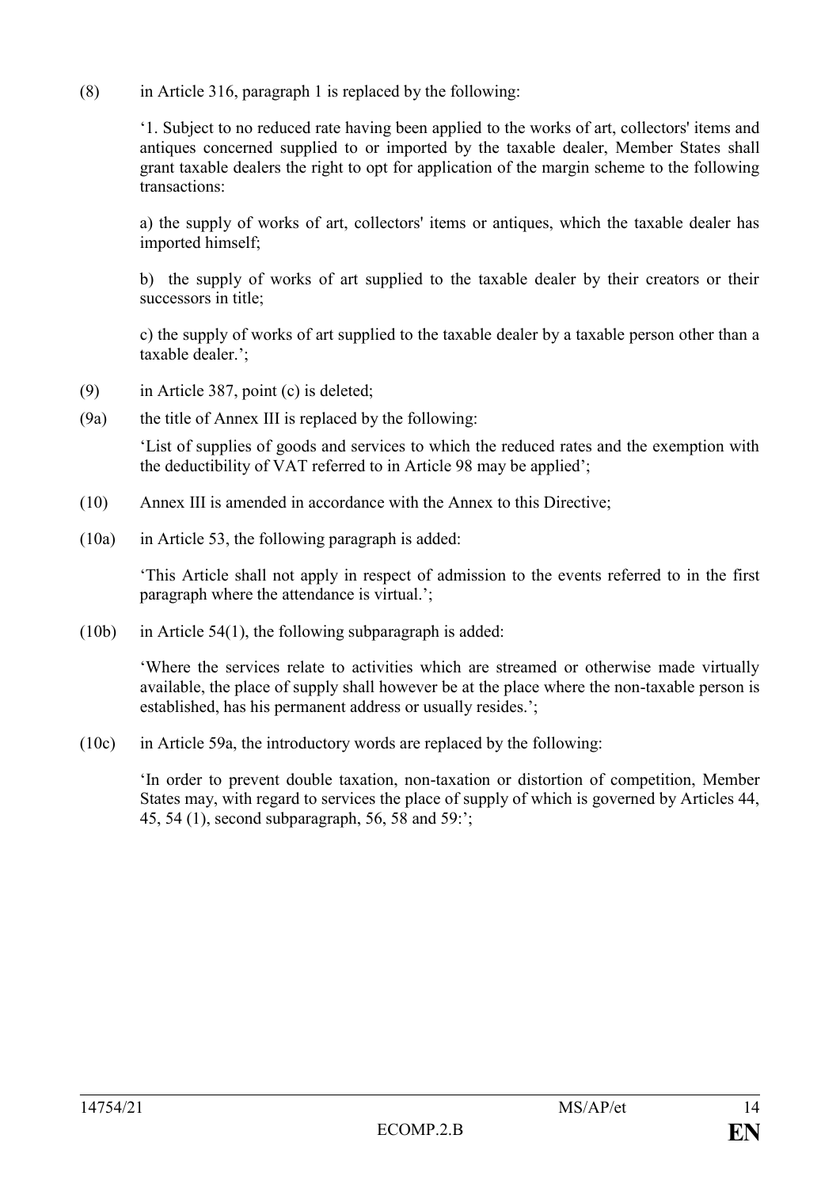(8) in Article 316, paragraph 1 is replaced by the following:

‘1. Subject to no reduced rate having been applied to the works of art, collectors' items and antiques concerned supplied to or imported by the taxable dealer, Member States shall grant taxable dealers the right to opt for application of the margin scheme to the following transactions:

a) the supply of works of art, collectors' items or antiques, which the taxable dealer has imported himself;

b) the supply of works of art supplied to the taxable dealer by their creators or their successors in title;

c) the supply of works of art supplied to the taxable dealer by a taxable person other than a taxable dealer.’;

(9) in Article 387, point (c) is deleted;

(9a) the title of Annex III is replaced by the following:

‘List of supplies of goods and services to which the reduced rates and the exemption with the deductibility of VAT referred to in Article 98 may be applied’;

(10) Annex III is amended in accordance with the Annex to this Directive;

(10a) in Article 53, the following paragraph is added:

‘This Article shall not apply in respect of admission to the events referred to in the first paragraph where the attendance is virtual.’;

(10b) in Article 54(1), the following subparagraph is added:

‘Where the services relate to activities which are streamed or otherwise made virtually available, the place of supply shall however be at the place where the non-taxable person is established, has his permanent address or usually resides.’;

(10c) in Article 59a, the introductory words are replaced by the following:

‘In order to prevent double taxation, non-taxation or distortion of competition, Member States may, with regard to services the place of supply of which is governed by Articles 44, 45, 54 (1), second subparagraph, 56, 58 and 59:’;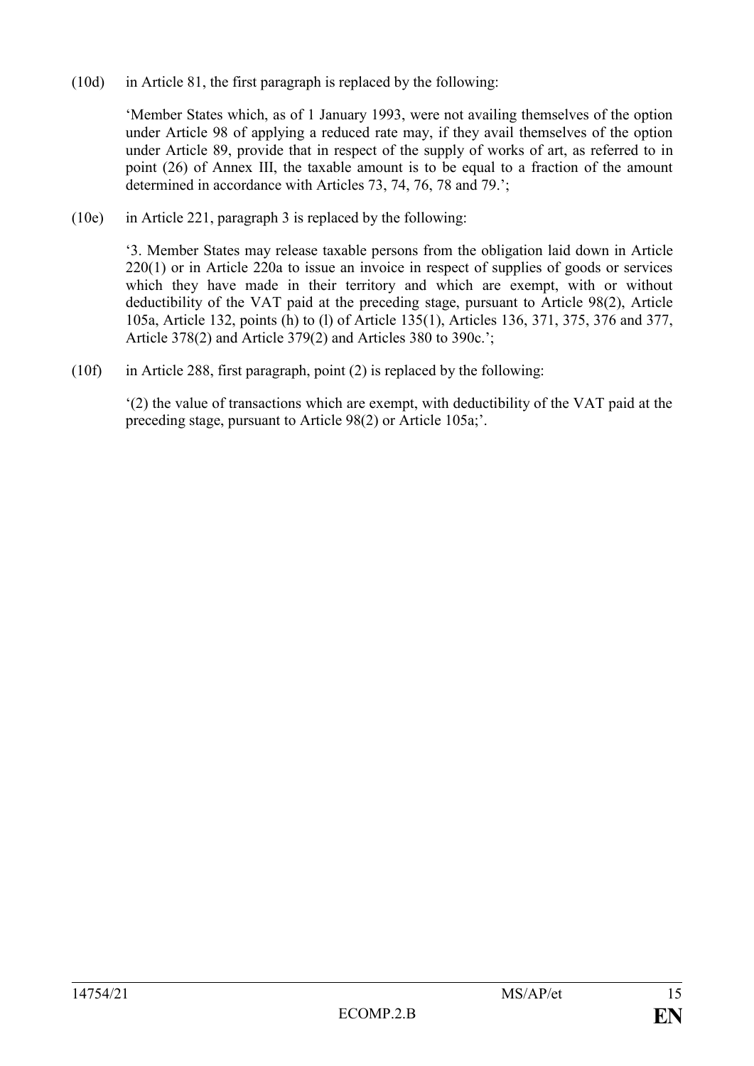(10d) in Article 81, the first paragraph is replaced by the following:

'Member States which, as of 1 January 1993, were not availing themselves of the option under Article 98 of applying a reduced rate may, if they avail themselves of the option under Article 89, provide that in respect of the supply of works of art, as referred to in point (26) of Annex III, the taxable amount is to be equal to a fraction of the amount determined in accordance with Articles 73, 74, 76, 78 and 79.';

(10e) in Article 221, paragraph 3 is replaced by the following:

'3. Member States may release taxable persons from the obligation laid down in Article 220(1) or in Article 220a to issue an invoice in respect of supplies of goods or services which they have made in their territory and which are exempt, with or without deductibility of the VAT paid at the preceding stage, pursuant to Article 98(2), Article 105a, Article 132, points (h) to (l) of Article 135(1), Articles 136, 371, 375, 376 and 377, Article 378(2) and Article 379(2) and Articles 380 to 390c.';

(10f) in Article 288, first paragraph, point (2) is replaced by the following:

'(2) the value of transactions which are exempt, with deductibility of the VAT paid at the preceding stage, pursuant to Article 98(2) or Article 105a;'.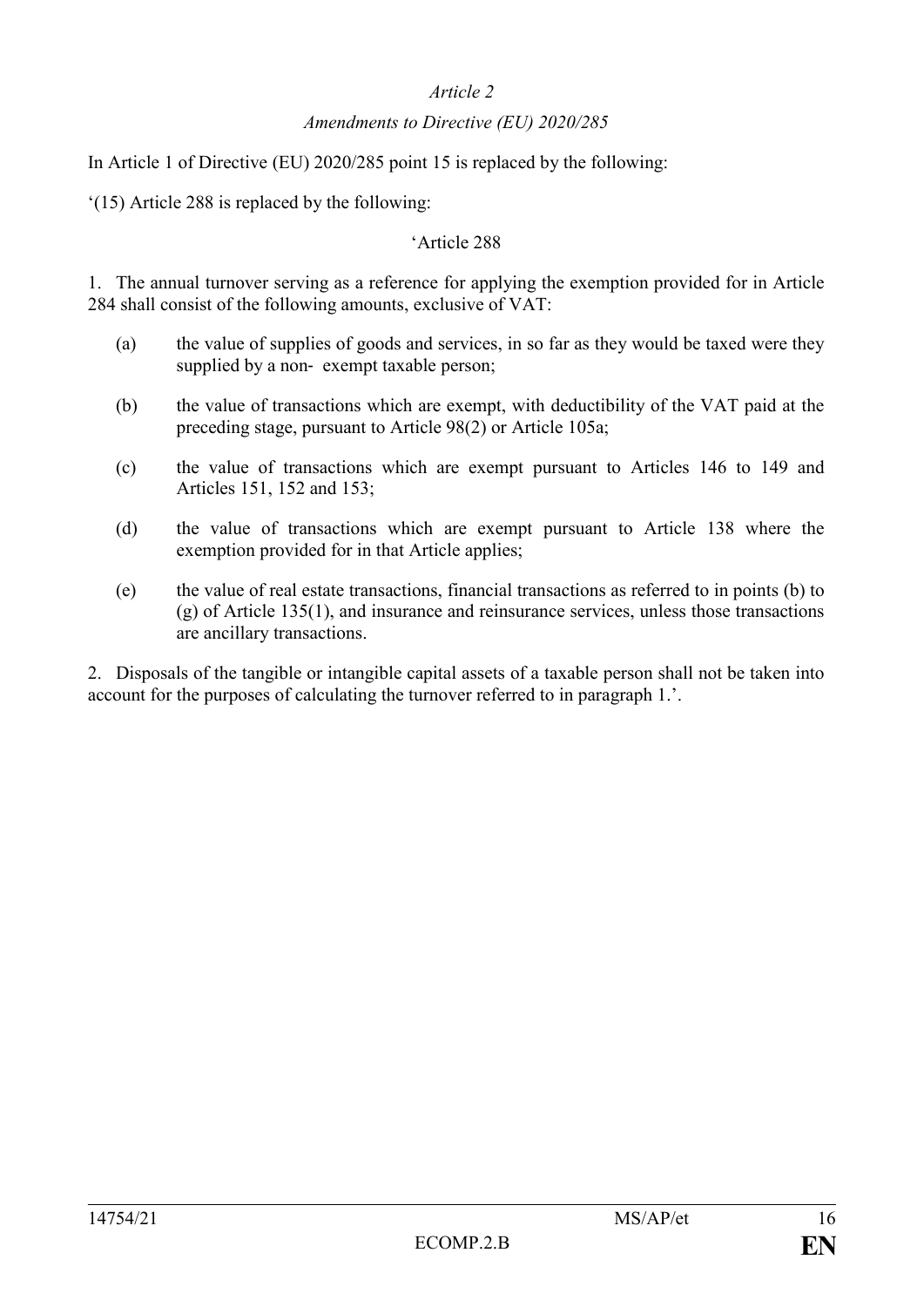*Article 2*

*Amendments to Directive (EU) 2020/285*

In Article 1 of Directive (EU) 2020/285 point 15 is replaced by the following:

'(15) Article 288 is replaced by the following:

'Article 288

1. The annual turnover serving as a reference for applying the exemption provided for in Article 284 shall consist of the following amounts, exclusive of VAT:

(a) the value of supplies of goods and services, in so far as they would be taxed were they supplied by a non- exempt taxable person;

(b) the value of transactions which are exempt, with deductibility of the VAT paid at the preceding stage, pursuant to Article 98(2) or Article 105a;

(c) the value of transactions which are exempt pursuant to Articles 146 to 149 and Articles 151, 152 and 153;

(d) the value of transactions which are exempt pursuant to Article 138 where the exemption provided for in that Article applies;

(e) the value of real estate transactions, financial transactions as referred to in points (b) to (g) of Article 135(1), and insurance and reinsurance services, unless those transactions are ancillary transactions.

2. Disposals of the tangible or intangible capital assets of a taxable person shall not be taken into account for the purposes of calculating the turnover referred to in paragraph 1.'.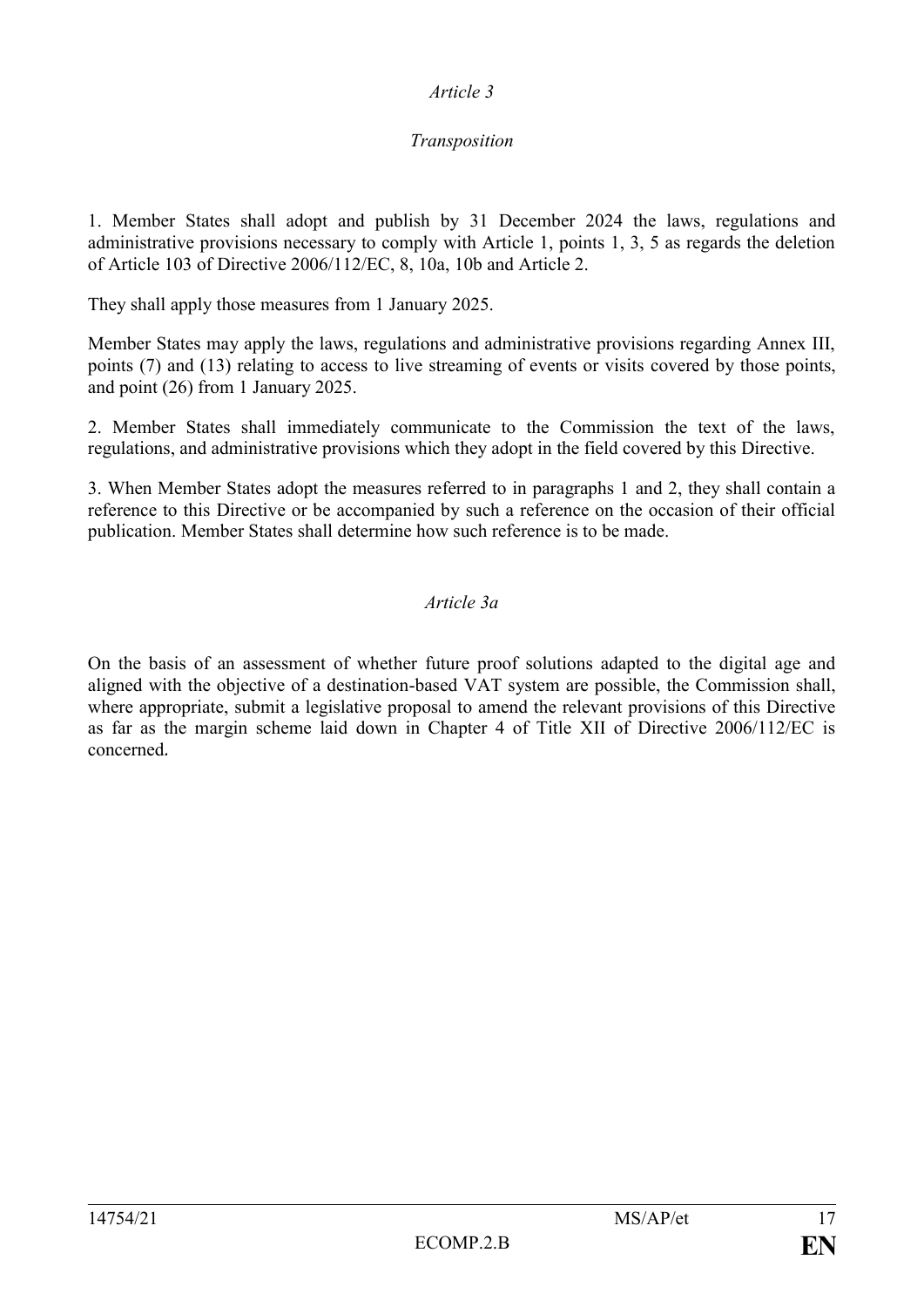*Article 3*

*Transposition*

1. Member States shall adopt and publish by 31 December 2024 the laws, regulations and administrative provisions necessary to comply with Article 1, points 1, 3, 5 as regards the deletion of Article 103 of Directive 2006/112/EC, 8, 10a, 10b and Article 2.

They shall apply those measures from 1 January 2025.

Member States may apply the laws, regulations and administrative provisions regarding Annex III, points (7) and (13) relating to access to live streaming of events or visits covered by those points, and point (26) from 1 January 2025.

2. Member States shall immediately communicate to the Commission the text of the laws, regulations, and administrative provisions which they adopt in the field covered by this Directive.

3. When Member States adopt the measures referred to in paragraphs 1 and 2, they shall contain a reference to this Directive or be accompanied by such a reference on the occasion of their official publication. Member States shall determine how such reference is to be made.

*Article 3a*

On the basis of an assessment of whether future proof solutions adapted to the digital age and aligned with the objective of a destination-based VAT system are possible, the Commission shall, where appropriate, submit a legislative proposal to amend the relevant provisions of this Directive as far as the margin scheme laid down in Chapter 4 of Title XII of Directive 2006/112/EC is concerned.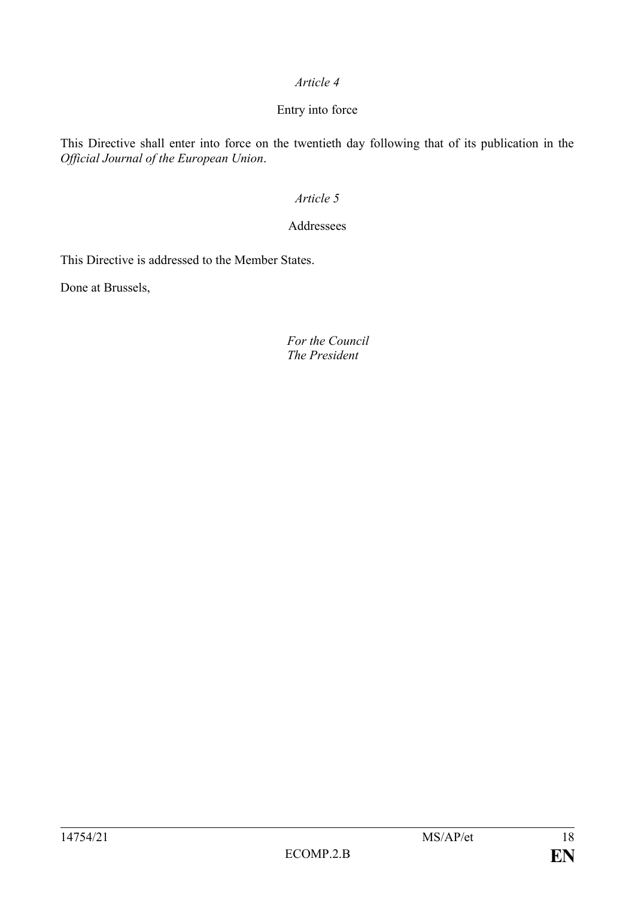*Article 4*

Entry into force

This Directive shall enter into force on the twentieth day following that of its publication in the *Official Journal of the European Union*.

*Article 5*

Addressees

This Directive is addressed to the Member States.

Done at Brussels,

*For the Council*
*The President*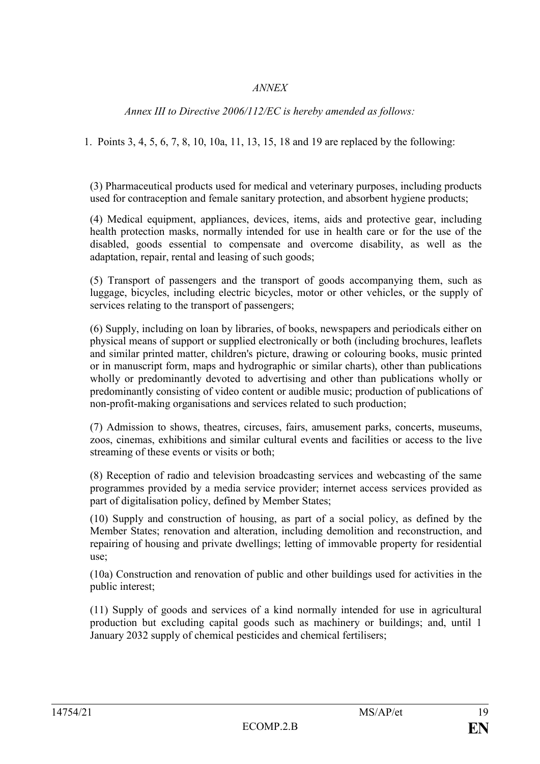*ANNEX*

*Annex III to Directive 2006/112/EC is hereby amended as follows:*

1. Points 3, 4, 5, 6, 7, 8, 10, 10a, 11, 13, 15, 18 and 19 are replaced by the following:

(3) Pharmaceutical products used for medical and veterinary purposes, including products used for contraception and female sanitary protection, and absorbent hygiene products;

(4) Medical equipment, appliances, devices, items, aids and protective gear, including health protection masks, normally intended for use in health care or for the use of the disabled, goods essential to compensate and overcome disability, as well as the adaptation, repair, rental and leasing of such goods;

(5) Transport of passengers and the transport of goods accompanying them, such as luggage, bicycles, including electric bicycles, motor or other vehicles, or the supply of services relating to the transport of passengers;

(6) Supply, including on loan by libraries, of books, newspapers and periodicals either on physical means of support or supplied electronically or both (including brochures, leaflets and similar printed matter, children's picture, drawing or colouring books, music printed or in manuscript form, maps and hydrographic or similar charts), other than publications wholly or predominantly devoted to advertising and other than publications wholly or predominantly consisting of video content or audible music; production of publications of non-profit-making organisations and services related to such production;

(7) Admission to shows, theatres, circuses, fairs, amusement parks, concerts, museums, zoos, cinemas, exhibitions and similar cultural events and facilities or access to the live streaming of these events or visits or both;

(8) Reception of radio and television broadcasting services and webcasting of the same programmes provided by a media service provider; internet access services provided as part of digitalisation policy, defined by Member States;

(10) Supply and construction of housing, as part of a social policy, as defined by the Member States; renovation and alteration, including demolition and reconstruction, and repairing of housing and private dwellings; letting of immovable property for residential use;

(10a) Construction and renovation of public and other buildings used for activities in the public interest;

(11) Supply of goods and services of a kind normally intended for use in agricultural production but excluding capital goods such as machinery or buildings; and, until 1 January 2032 supply of chemical pesticides and chemical fertilisers;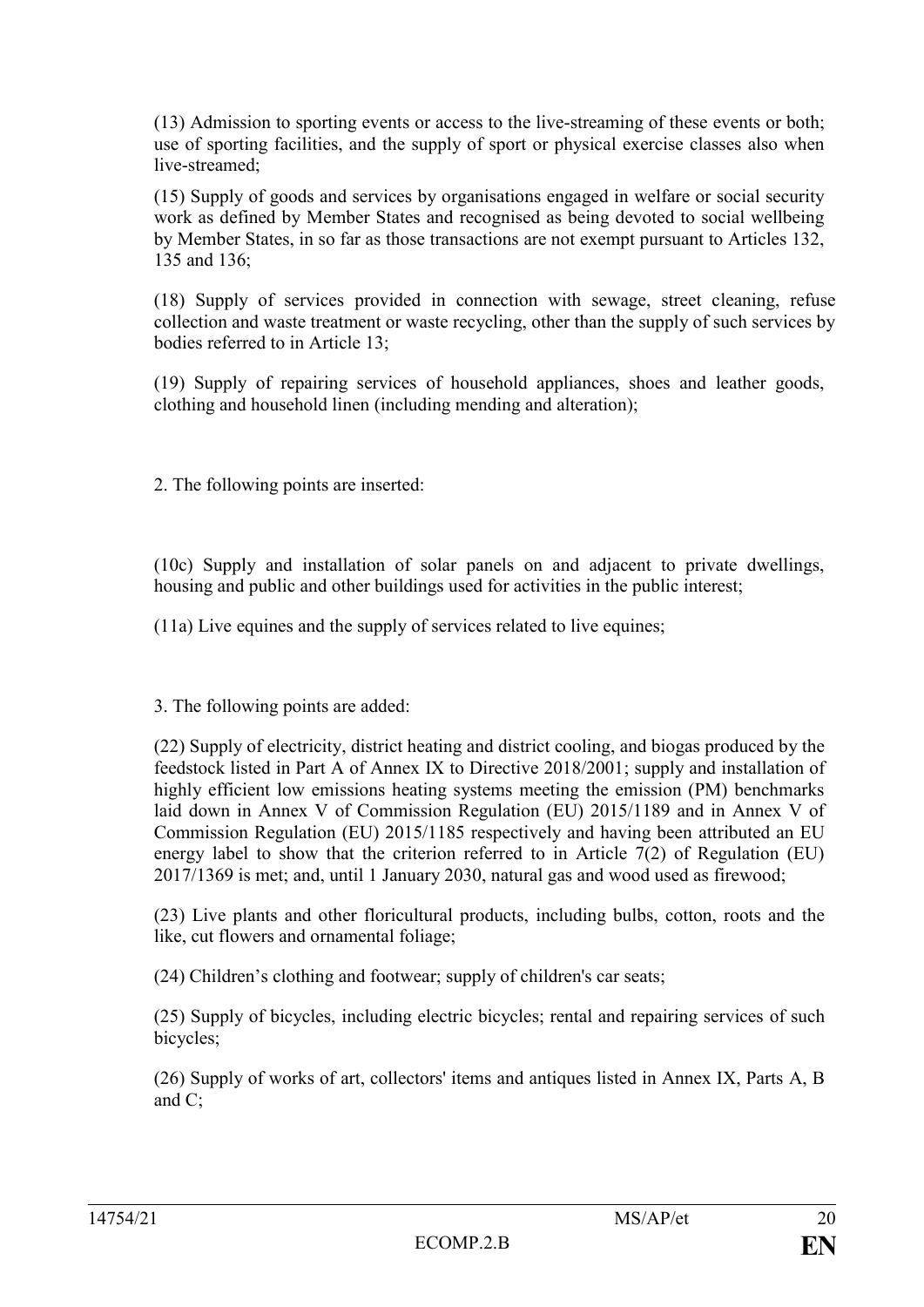(13) Admission to sporting events or access to the live-streaming of these events or both; use of sporting facilities, and the supply of sport or physical exercise classes also when live-streamed;

(15) Supply of goods and services by organisations engaged in welfare or social security work as defined by Member States and recognised as being devoted to social wellbeing by Member States, in so far as those transactions are not exempt pursuant to Articles 132, 135 and 136;

(18) Supply of services provided in connection with sewage, street cleaning, refuse collection and waste treatment or waste recycling, other than the supply of such services by bodies referred to in Article 13;

(19) Supply of repairing services of household appliances, shoes and leather goods, clothing and household linen (including mending and alteration);

2. The following points are inserted:

(10c) Supply and installation of solar panels on and adjacent to private dwellings, housing and public and other buildings used for activities in the public interest;

(11a) Live equines and the supply of services related to live equines;

3. The following points are added:

(22) Supply of electricity, district heating and district cooling, and biogas produced by the feedstock listed in Part A of Annex IX to Directive 2018/2001; supply and installation of highly efficient low emissions heating systems meeting the emission (PM) benchmarks laid down in Annex V of Commission Regulation (EU) 2015/1189 and in Annex V of Commission Regulation (EU) 2015/1185 respectively and having been attributed an EU energy label to show that the criterion referred to in Article 7(2) of Regulation (EU) 2017/1369 is met; and, until 1 January 2030, natural gas and wood used as firewood;

(23) Live plants and other floricultural products, including bulbs, cotton, roots and the like, cut flowers and ornamental foliage;

(24) Children's clothing and footwear; supply of children's car seats;

(25) Supply of bicycles, including electric bicycles; rental and repairing services of such bicycles;

(26) Supply of works of art, collectors' items and antiques listed in Annex IX, Parts A, B and C;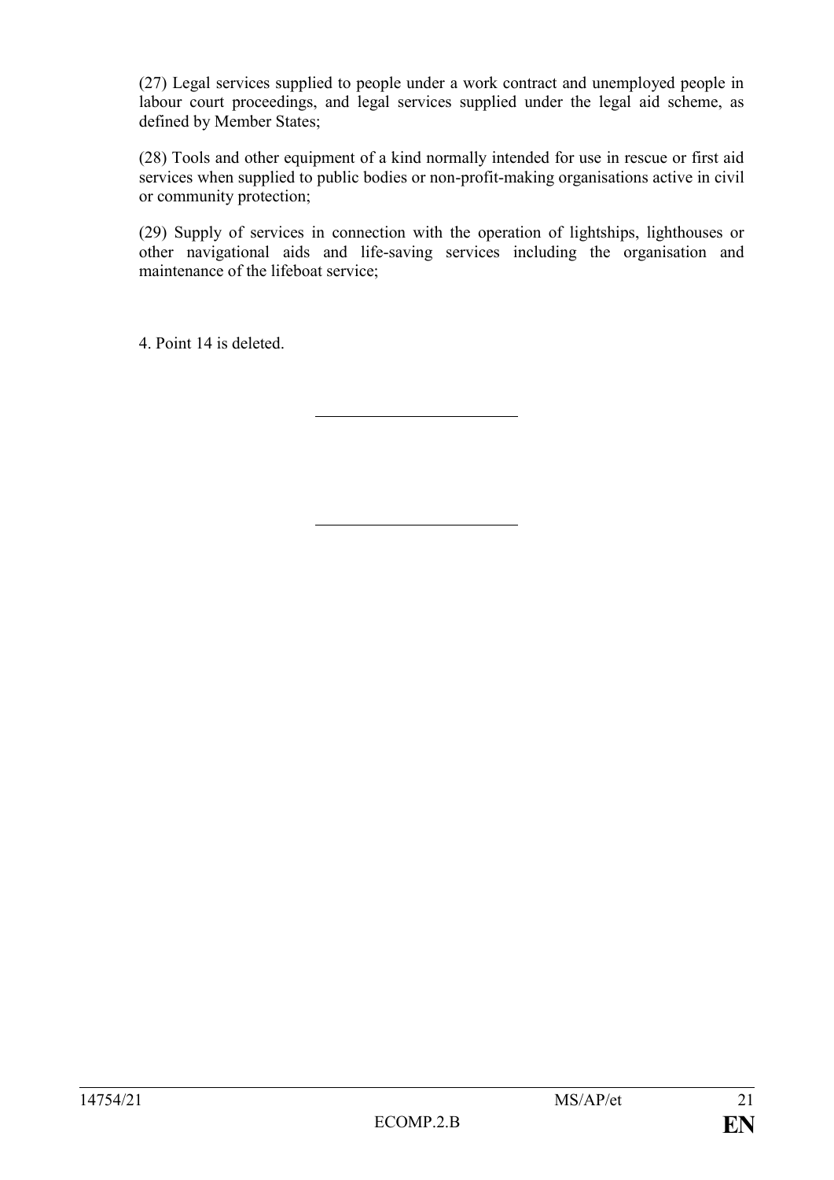(27) Legal services supplied to people under a work contract and unemployed people in labour court proceedings, and legal services supplied under the legal aid scheme, as defined by Member States;

(28) Tools and other equipment of a kind normally intended for use in rescue or first aid services when supplied to public bodies or non-profit-making organisations active in civil or community protection;

(29) Supply of services in connection with the operation of lightships, lighthouses or other navigational aids and life-saving services including the organisation and maintenance of the lifeboat service;

4. Point 14 is deleted.